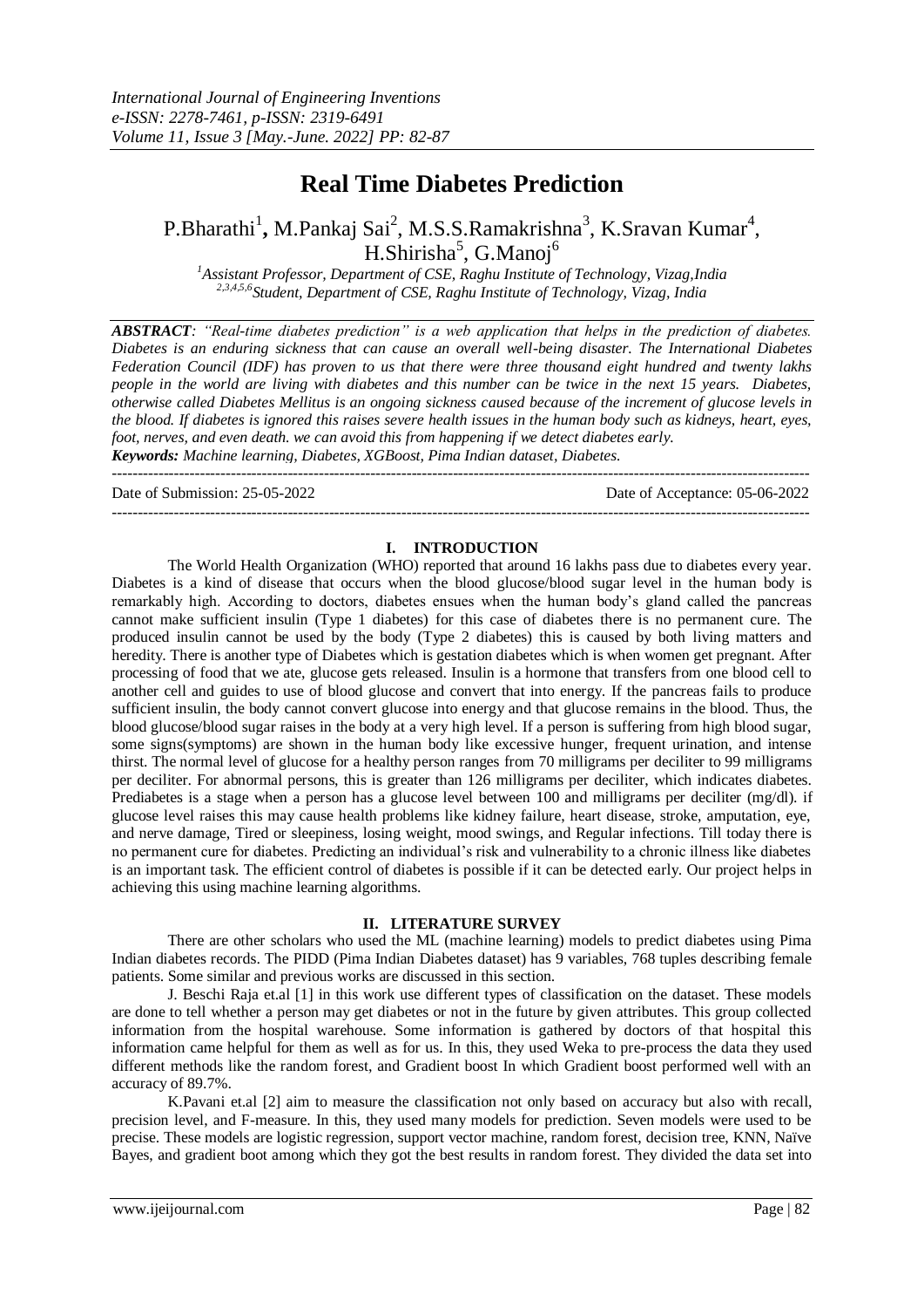*International Journal of Engineering Inventions*
*e-ISSN: 2278-7461, p-ISSN: 2319-6491*
*Volume 11, Issue 3 [May.-June. 2022] PP: 82-87*

# Real Time Diabetes Prediction

P.Bharathi[1], M.Pankaj Sai[2], M.S.S.Ramakrishna[3], K.Sravan Kumar[4], H.Shirisha[5], G.Manoj[6]

[1]*Assistant Professor, Department of CSE, Raghu Institute of Technology, Vizag, India*
[2,3,4,5,6]*Student, Department of CSE, Raghu Institute of Technology, Vizag, India*

***ABSTRACT**: "Real-time diabetes prediction" is a web application that helps in the prediction of diabetes. Diabetes is an enduring sickness that can cause an overall well-being disaster. The International Diabetes Federation Council (IDF) has proven to us that there were three thousand eight hundred and twenty lakhs people in the world are living with diabetes and this number can be twice in the next 15 years. Diabetes, otherwise called Diabetes Mellitus is an ongoing sickness caused because of the increment of glucose levels in the blood. If diabetes is ignored this raises severe health issues in the human body such as kidneys, heart, eyes, foot, nerves, and even death. we can avoid this from happening if we detect diabetes early.*

***Keywords:** Machine learning, Diabetes, XGBoost, Pima Indian dataset, Diabetes.*

---

Date of Submission: 25-05-2022 Date of Acceptance: 05-06-2022

---

## I. INTRODUCTION

The World Health Organization (WHO) reported that around 16 lakhs pass due to diabetes every year. Diabetes is a kind of disease that occurs when the blood glucose/blood sugar level in the human body is remarkably high. According to doctors, diabetes ensues when the human body's gland called the pancreas cannot make sufficient insulin (Type 1 diabetes) for this case of diabetes there is no permanent cure. The produced insulin cannot be used by the body (Type 2 diabetes) this is caused by both living matters and heredity. There is another type of Diabetes which is gestation diabetes which is when women get pregnant. After processing of food that we ate, glucose gets released. Insulin is a hormone that transfers from one blood cell to another cell and guides to use of blood glucose and convert that into energy. If the pancreas fails to produce sufficient insulin, the body cannot convert glucose into energy and that glucose remains in the blood. Thus, the blood glucose/blood sugar raises in the body at a very high level. If a person is suffering from high blood sugar, some signs(symptoms) are shown in the human body like excessive hunger, frequent urination, and intense thirst. The normal level of glucose for a healthy person ranges from 70 milligrams per deciliter to 99 milligrams per deciliter. For abnormal persons, this is greater than 126 milligrams per deciliter, which indicates diabetes. Prediabetes is a stage when a person has a glucose level between 100 and milligrams per deciliter (mg/dl). if glucose level raises this may cause health problems like kidney failure, heart disease, stroke, amputation, eye, and nerve damage, Tired or sleepiness, losing weight, mood swings, and Regular infections. Till today there is no permanent cure for diabetes. Predicting an individual's risk and vulnerability to a chronic illness like diabetes is an important task. The efficient control of diabetes is possible if it can be detected early. Our project helps in achieving this using machine learning algorithms.

## II. LITERATURE SURVEY

There are other scholars who used the ML (machine learning) models to predict diabetes using Pima Indian diabetes records. The PIDD (Pima Indian Diabetes dataset) has 9 variables, 768 tuples describing female patients. Some similar and previous works are discussed in this section.

J. Beschi Raja et.al [1] in this work use different types of classification on the dataset. These models are done to tell whether a person may get diabetes or not in the future by given attributes. This group collected information from the hospital warehouse. Some information is gathered by doctors of that hospital this information came helpful for them as well as for us. In this, they used Weka to pre-process the data they used different methods like the random forest, and Gradient boost In which Gradient boost performed well with an accuracy of 89.7%.

K.Pavani et.al [2] aim to measure the classification not only based on accuracy but also with recall, precision level, and F-measure. In this, they used many models for prediction. Seven models were used to be precise. These models are logistic regression, support vector machine, random forest, decision tree, KNN, Naïve Bayes, and gradient boot among which they got the best results in random forest. They divided the data set into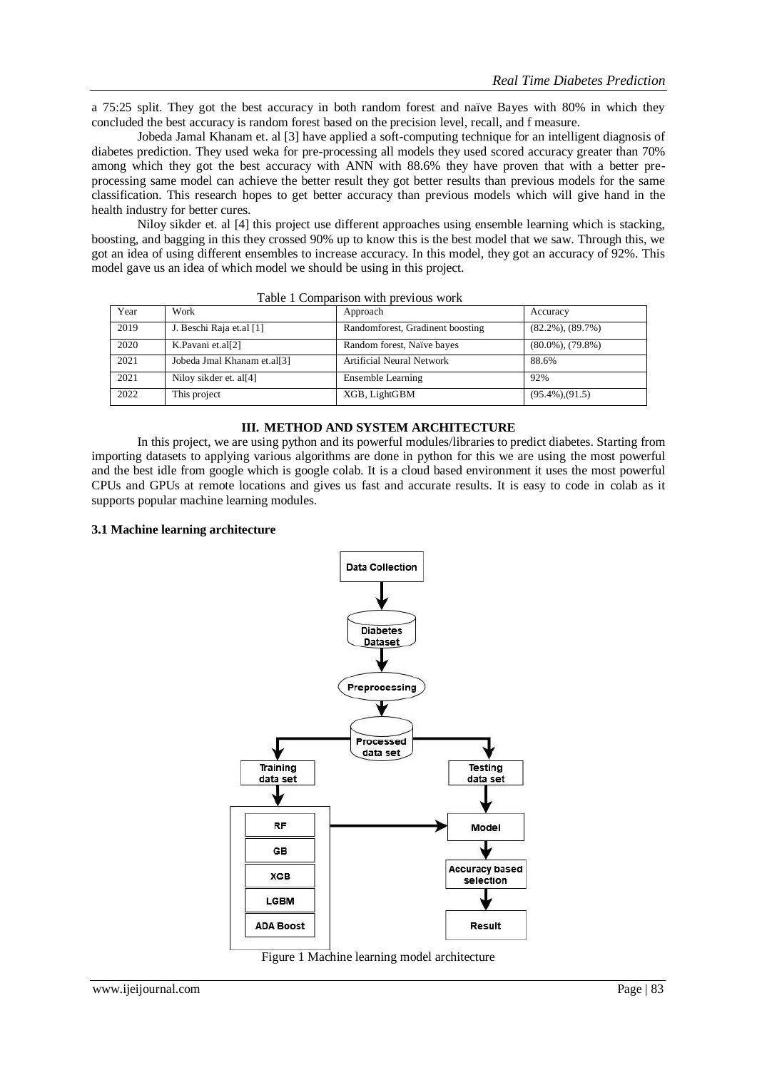a 75:25 split. They got the best accuracy in both random forest and naïve Bayes with 80% in which they concluded the best accuracy is random forest based on the precision level, recall, and f measure.

Jobeda Jamal Khanam et. al [3] have applied a soft-computing technique for an intelligent diagnosis of diabetes prediction. They used weka for pre-processing all models they used scored accuracy greater than 70% among which they got the best accuracy with ANN with 88.6% they have proven that with a better pre-processing same model can achieve the better result they got better results than previous models for the same classification. This research hopes to get better accuracy than previous models which will give hand in the health industry for better cures.

Niloy sikder et. al [4] this project use different approaches using ensemble learning which is stacking, boosting, and bagging in this they crossed 90% up to know this is the best model that we saw. Through this, we got an idea of using different ensembles to increase accuracy. In this model, they got an accuracy of 92%. This model gave us an idea of which model we should be using in this project.

Table 1 Comparison with previous work

| Year | Work | Approach | Accuracy |
|---|---|---|---|
| 2019 | J. Beschi Raja et.al [1] | Randomforest, Gradinent boosting | (82.2%), (89.7%) |
| 2020 | K.Pavani et.al[2] | Random forest, Naïve bayes | (80.0%), (79.8%) |
| 2021 | Jobeda Jmal Khanam et.al[3] | Artificial Neural Network | 88.6% |
| 2021 | Niloy sikder et. al[4] | Ensemble Learning | 92% |
| 2022 | This project | XGB, LightGBM | (95.4%),(91.5) |

## III. METHOD AND SYSTEM ARCHITECTURE

In this project, we are using python and its powerful modules/libraries to predict diabetes. Starting from importing datasets to applying various algorithms are done in python for this we are using the most powerful and the best idle from google which is google colab. It is a cloud based environment it uses the most powerful CPUs and GPUs at remote locations and gives us fast and accurate results. It is easy to code in colab as it supports popular machine learning modules.

### 3.1 Machine learning architecture

Figure 1 Machine learning model architecture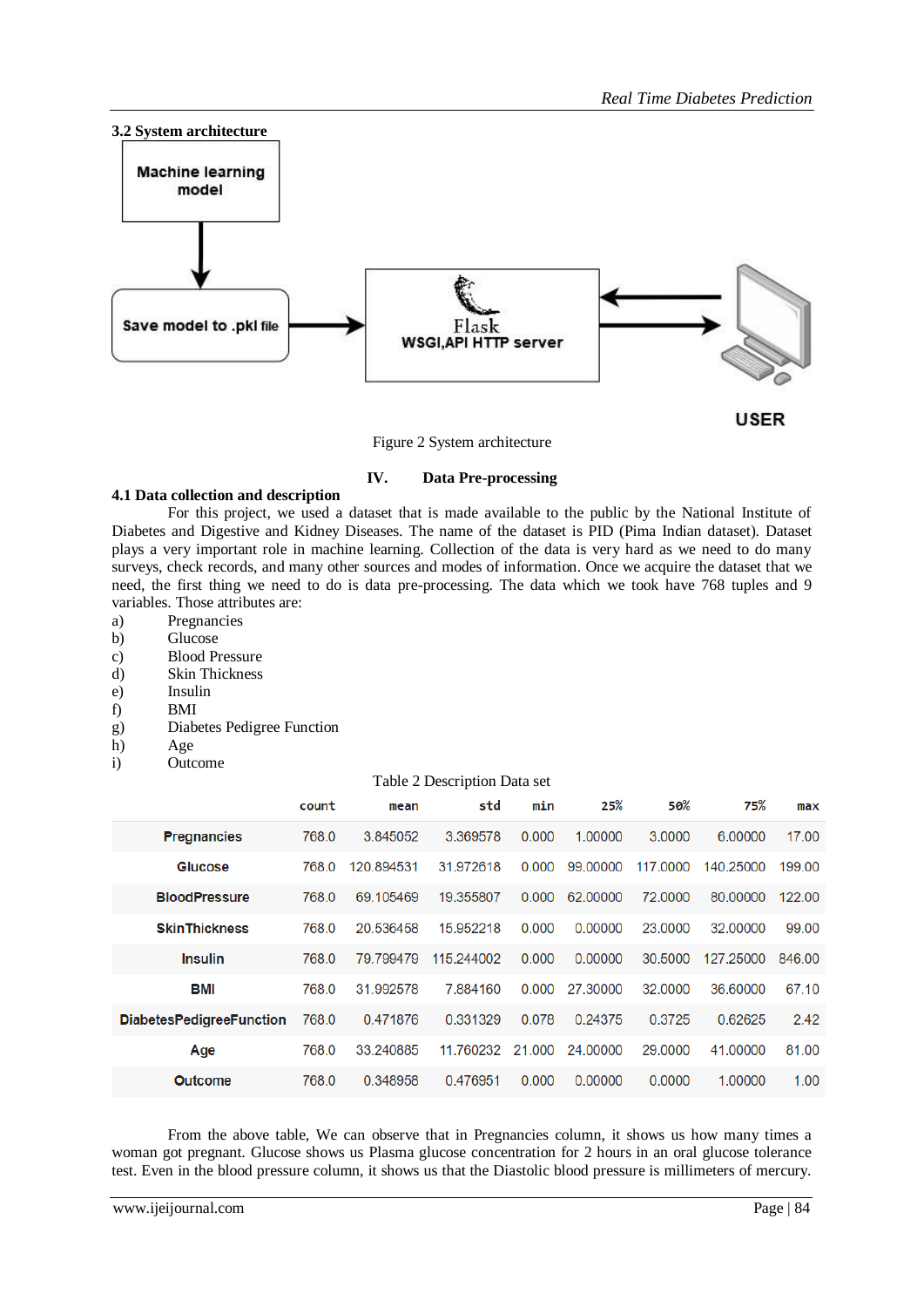### 3.2 System architecture

Machine learning model

Save model to .pkl file

Flask WSGI,API HTTP server

USER

Figure 2 System architecture

## IV. Data Pre-processing

### 4.1 Data collection and description

For this project, we used a dataset that is made available to the public by the National Institute of Diabetes and Digestive and Kidney Diseases. The name of the dataset is PID (Pima Indian dataset). Dataset plays a very important role in machine learning. Collection of the data is very hard as we need to do many surveys, check records, and many other sources and modes of information. Once we acquire the dataset that we need, the first thing we need to do is data pre-processing. The data which we took have 768 tuples and 9 variables. Those attributes are:

a) Pregnancies
b) Glucose
c) Blood Pressure
d) Skin Thickness
e) Insulin
f) BMI
g) Diabetes Pedigree Function
h) Age
i) Outcome

Table 2 Description Data set

| | count | mean | std | min | 25% | 50% | 75% | max |
|---|---|---|---|---|---|---|---|---|
| Pregnancies | 768.0 | 3.845052 | 3.369578 | 0.000 | 1.00000 | 3.0000 | 6.00000 | 17.00 |
| Glucose | 768.0 | 120.894531 | 31.972618 | 0.000 | 99.00000 | 117.0000 | 140.25000 | 199.00 |
| BloodPressure | 768.0 | 69.105469 | 19.355807 | 0.000 | 62.00000 | 72.0000 | 80.00000 | 122.00 |
| SkinThickness | 768.0 | 20.536458 | 15.952218 | 0.000 | 0.00000 | 23.0000 | 32.00000 | 99.00 |
| Insulin | 768.0 | 79.799479 | 115.244002 | 0.000 | 0.00000 | 30.5000 | 127.25000 | 846.00 |
| BMI | 768.0 | 31.992578 | 7.884160 | 0.000 | 27.30000 | 32.0000 | 36.60000 | 67.10 |
| DiabetesPedigreeFunction | 768.0 | 0.471876 | 0.331329 | 0.078 | 0.24375 | 0.3725 | 0.62625 | 2.42 |
| Age | 768.0 | 33.240885 | 11.760232 | 21.000 | 24.00000 | 29.0000 | 41.00000 | 81.00 |
| Outcome | 768.0 | 0.348958 | 0.476951 | 0.000 | 0.00000 | 0.0000 | 1.00000 | 1.00 |

From the above table, We can observe that in Pregnancies column, it shows us how many times a woman got pregnant. Glucose shows us Plasma glucose concentration for 2 hours in an oral glucose tolerance test. Even in the blood pressure column, it shows us that the Diastolic blood pressure is millimeters of mercury.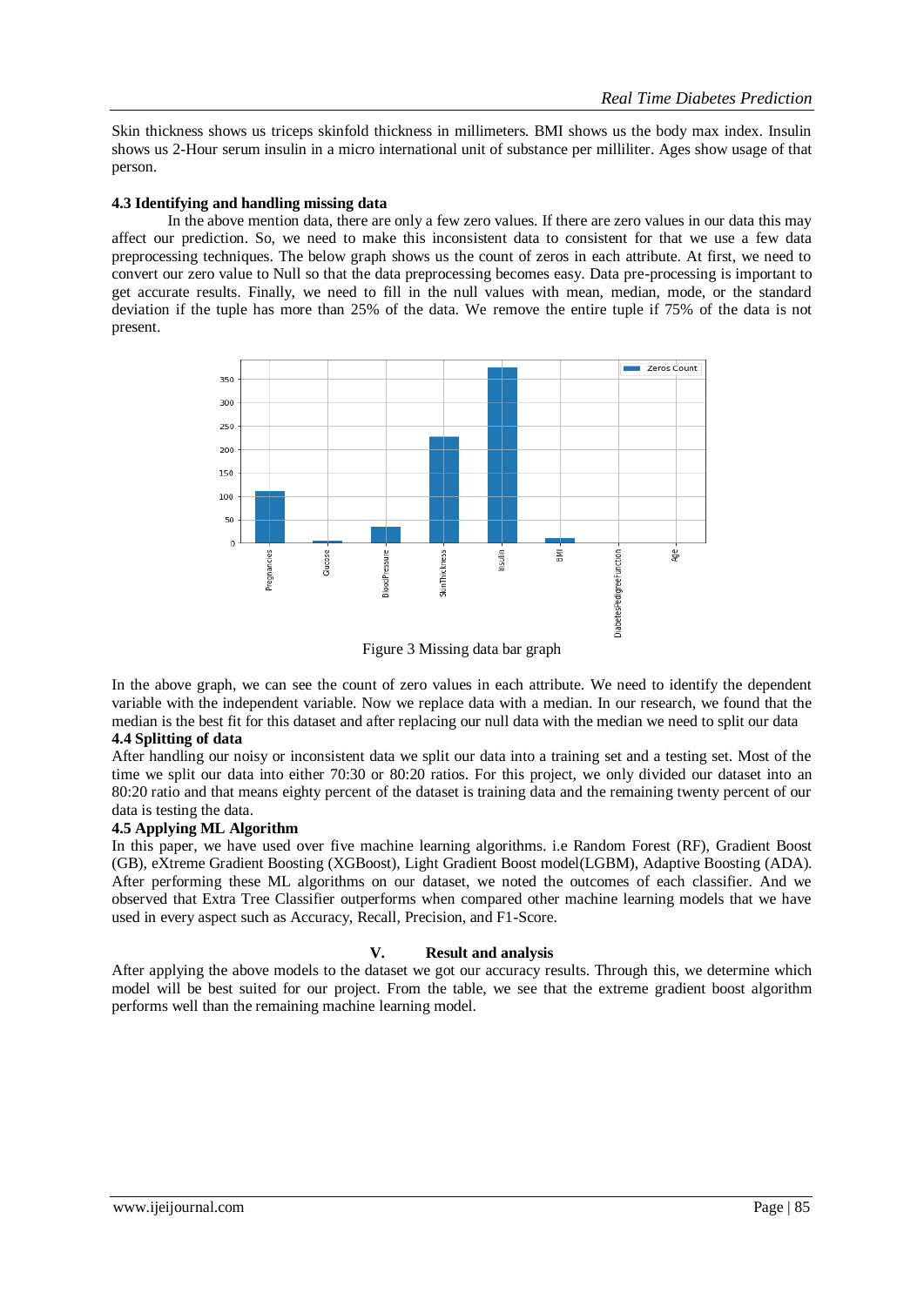Skin thickness shows us triceps skinfold thickness in millimeters. BMI shows us the body max index. Insulin shows us 2-Hour serum insulin in a micro international unit of substance per milliliter. Ages show usage of that person.

### 4.3 Identifying and handling missing data

In the above mention data, there are only a few zero values. If there are zero values in our data this may affect our prediction. So, we need to make this inconsistent data to consistent for that we use a few data preprocessing techniques. The below graph shows us the count of zeros in each attribute. At first, we need to convert our zero value to Null so that the data preprocessing becomes easy. Data pre-processing is important to get accurate results. Finally, we need to fill in the null values with mean, median, mode, or the standard deviation if the tuple has more than 25% of the data. We remove the entire tuple if 75% of the data is not present.

Figure 3 Missing data bar graph

In the above graph, we can see the count of zero values in each attribute. We need to identify the dependent variable with the independent variable. Now we replace data with a median. In our research, we found that the median is the best fit for this dataset and after replacing our null data with the median we need to split our data

### 4.4 Splitting of data

After handling our noisy or inconsistent data we split our data into a training set and a testing set. Most of the time we split our data into either 70:30 or 80:20 ratios. For this project, we only divided our dataset into an 80:20 ratio and that means eighty percent of the dataset is training data and the remaining twenty percent of our data is testing the data.

### 4.5 Applying ML Algorithm

In this paper, we have used over five machine learning algorithms. i.e Random Forest (RF), Gradient Boost (GB), eXtreme Gradient Boosting (XGBoost), Light Gradient Boost model(LGBM), Adaptive Boosting (ADA). After performing these ML algorithms on our dataset, we noted the outcomes of each classifier. And we observed that Extra Tree Classifier outperforms when compared other machine learning models that we have used in every aspect such as Accuracy, Recall, Precision, and F1-Score.

## V. Result and analysis

After applying the above models to the dataset we got our accuracy results. Through this, we determine which model will be best suited for our project. From the table, we see that the extreme gradient boost algorithm performs well than the remaining machine learning model.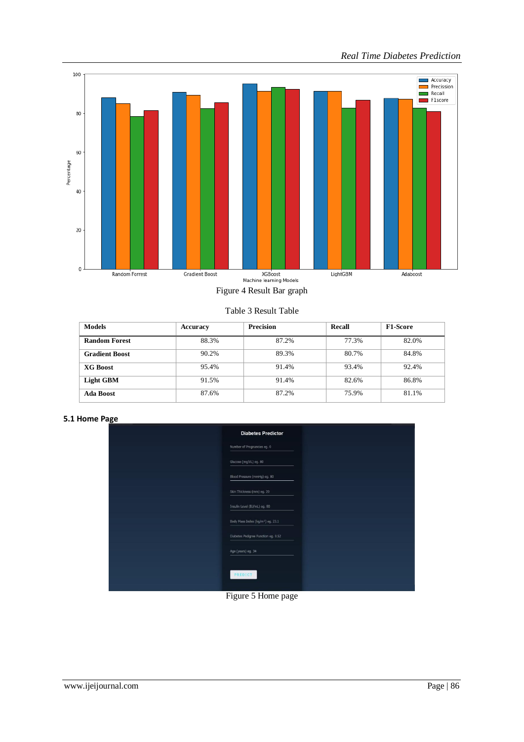Figure 4 Result Bar graph

Table 3 Result Table

| Models | Accuracy | Precision | Recall | F1-Score |
|---|---|---|---|---|
| **Random Forest** | 88.3% | 87.2% | 77.3% | 82.0% |
| **Gradient Boost** | 90.2% | 89.3% | 80.7% | 84.8% |
| **XG Boost** | 95.4% | 91.4% | 93.4% | 92.4% |
| **Light GBM** | 91.5% | 91.4% | 82.6% | 86.8% |
| **Ada Boost** | 87.6% | 87.2% | 75.9% | 81.1% |

### 5.1 Home Page

Figure 5 Home page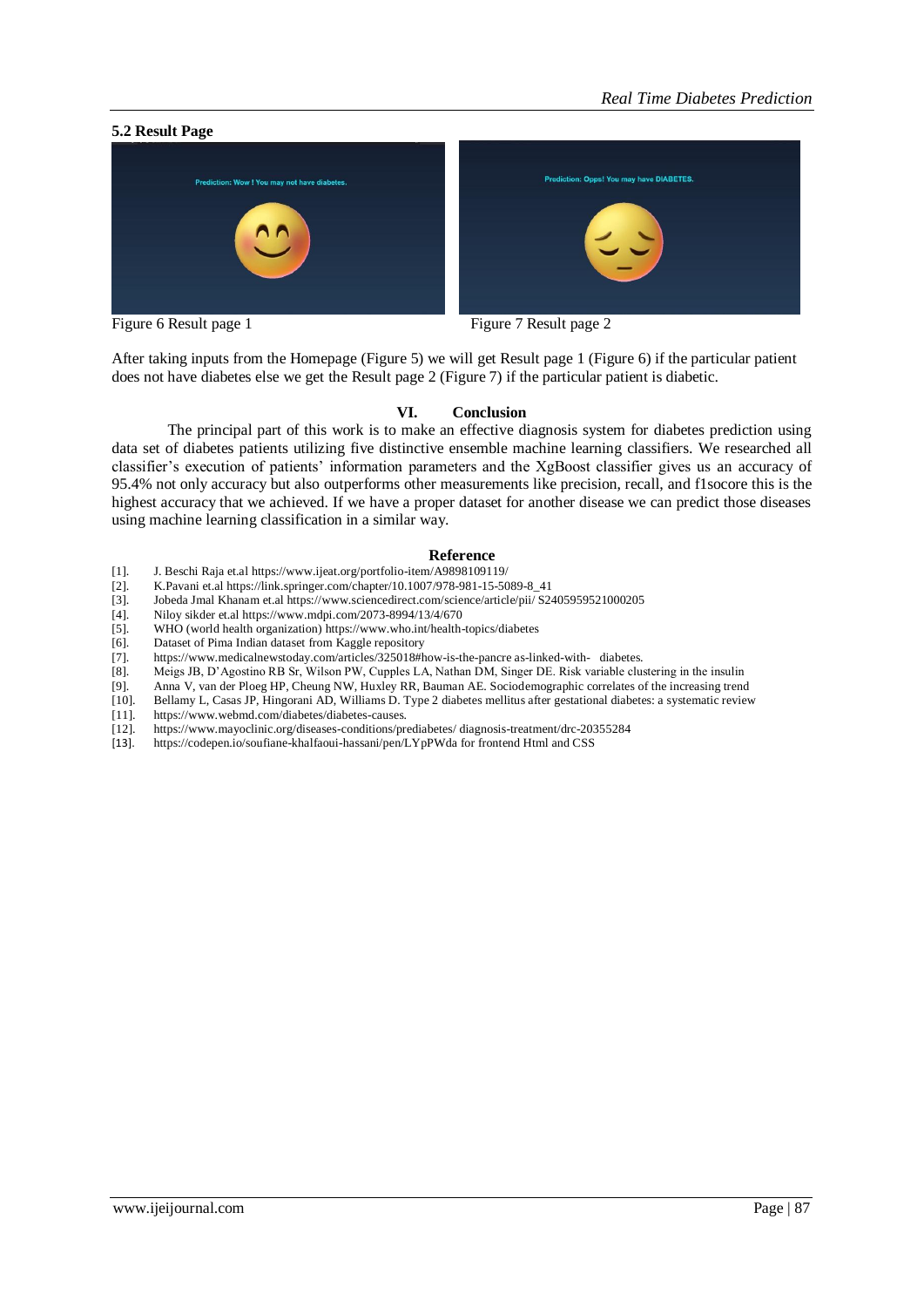### 5.2 Result Page

Figure 6 Result page 1

Figure 7 Result page 2

After taking inputs from the Homepage (Figure 5) we will get Result page 1 (Figure 6) if the particular patient does not have diabetes else we get the Result page 2 (Figure 7) if the particular patient is diabetic.

## VI. Conclusion

The principal part of this work is to make an effective diagnosis system for diabetes prediction using data set of diabetes patients utilizing five distinctive ensemble machine learning classifiers. We researched all classifier's execution of patients' information parameters and the XgBoost classifier gives us an accuracy of 95.4% not only accuracy but also outperforms other measurements like precision, recall, and f1socore this is the highest accuracy that we achieved. If we have a proper dataset for another disease we can predict those diseases using machine learning classification in a similar way.

## Reference

[1]. J. Beschi Raja et.al https://www.ijeat.org/portfolio-item/A9898109119/
[2]. K.Pavani et.al https://link.springer.com/chapter/10.1007/978-981-15-5089-8_41
[3]. Jobeda Jmal Khanam et.al https://www.sciencedirect.com/science/article/pii/ S2405959521000205
[4]. Niloy sikder et.al https://www.mdpi.com/2073-8994/13/4/670
[5]. WHO (world health organization) https://www.who.int/health-topics/diabetes
[6]. Dataset of Pima Indian dataset from Kaggle repository
[7]. https://www.medicalnewstoday.com/articles/325018#how-is-the-pancre as-linked-with- diabetes.
[8]. Meigs JB, D'Agostino RB Sr, Wilson PW, Cupples LA, Nathan DM, Singer DE. Risk variable clustering in the insulin
[9]. Anna V, van der Ploeg HP, Cheung NW, Huxley RR, Bauman AE. Sociodemographic correlates of the increasing trend
[10]. Bellamy L, Casas JP, Hingorani AD, Williams D. Type 2 diabetes mellitus after gestational diabetes: a systematic review
[11]. https://www.webmd.com/diabetes/diabetes-causes.
[12]. https://www.mayoclinic.org/diseases-conditions/prediabetes/ diagnosis-treatment/drc-20355284
[13]. https://codepen.io/soufiane-khalfaoui-hassani/pen/LYpPWda for frontend Html and CSS